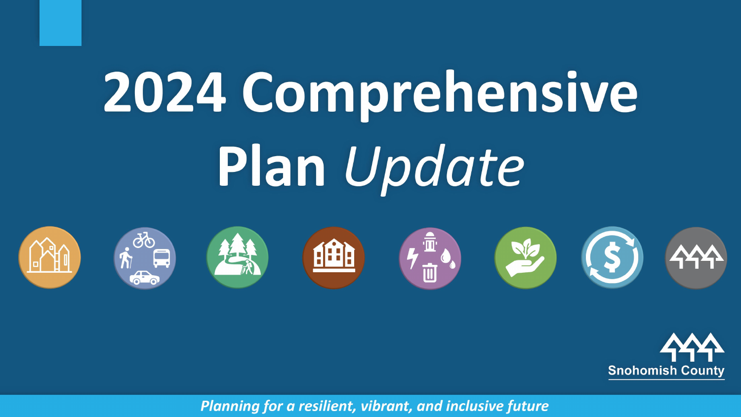# 2024 Comprehensive Plan *Update*

Snohomish County

*Planning for a resilient, vibrant, and inclusive future*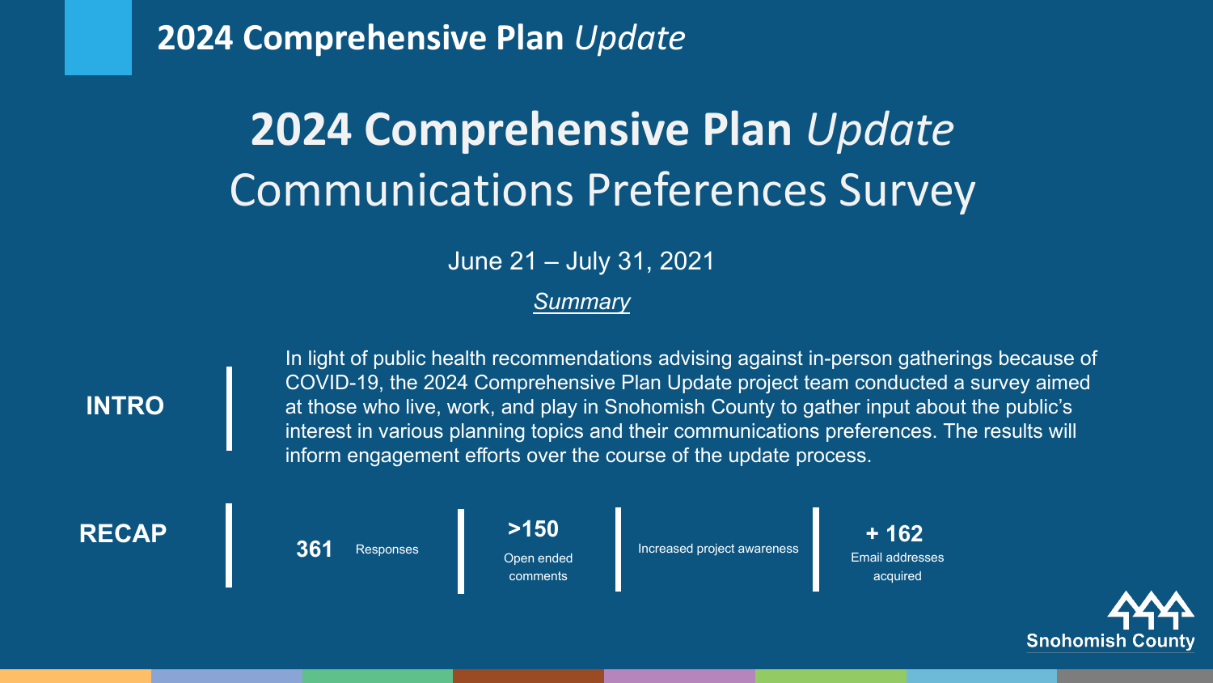# 2024 Comprehensive Plan *Update*

## 2024 Comprehensive Plan *Update* Communications Preferences Survey

June 21 – July 31, 2021

*Summary*

**INTRO**

In light of public health recommendations advising against in-person gatherings because of COVID-19, the 2024 Comprehensive Plan Update project team conducted a survey aimed at those who live, work, and play in Snohomish County to gather input about the public's interest in various planning topics and their communications preferences. The results will inform engagement efforts over the course of the update process.

**RECAP**

**361** Responses

**>150** Open ended comments

Increased project awareness

**+ 162** Email addresses acquired

Snohomish County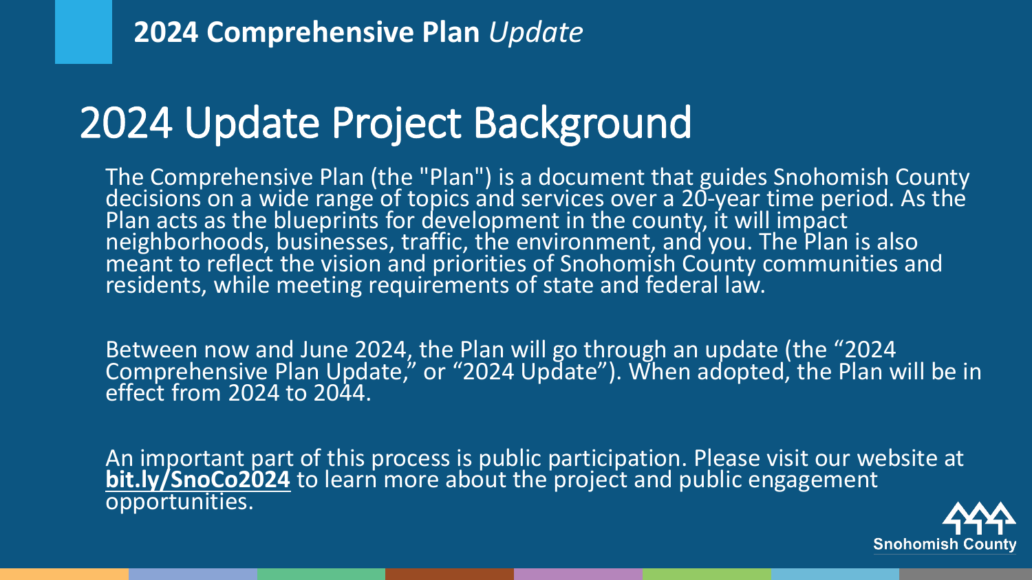**2024 Comprehensive Plan** *Update*

# 2024 Update Project Background

The Comprehensive Plan (the "Plan") is a document that guides Snohomish County decisions on a wide range of topics and services over a 20-year time period. As the Plan acts as the blueprints for development in the county, it will impact neighborhoods, businesses, traffic, the environment, and you. The Plan is also meant to reflect the vision and priorities of Snohomish County communities and residents, while meeting requirements of state and federal law.

Between now and June 2024, the Plan will go through an update (the "2024 Comprehensive Plan Update," or "2024 Update"). When adopted, the Plan will be in effect from 2024 to 2044.

An important part of this process is public participation. Please visit our website at **bit.ly/SnoCo2024** to learn more about the project and public engagement opportunities.

Snohomish County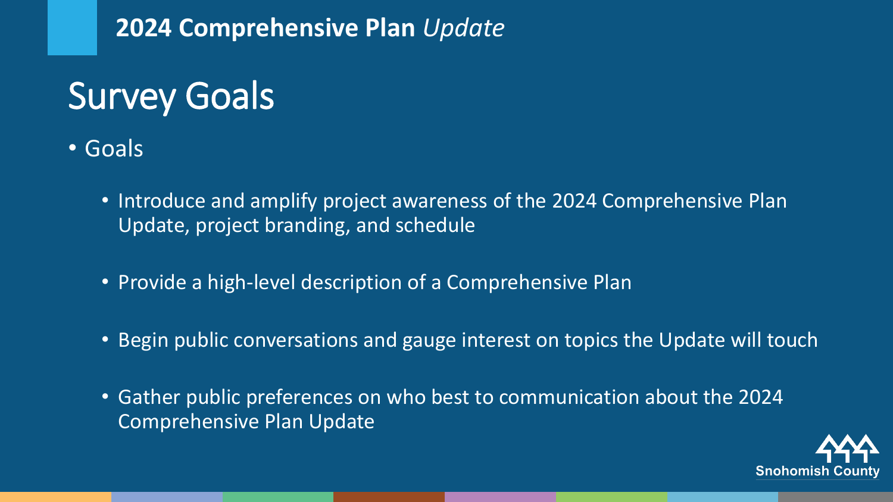# Survey Goals

- Goals
  - Introduce and amplify project awareness of the 2024 Comprehensive Plan Update, project branding, and schedule
  - Provide a high-level description of a Comprehensive Plan
  - Begin public conversations and gauge interest on topics the Update will touch
  - Gather public preferences on who best to communication about the 2024 Comprehensive Plan Update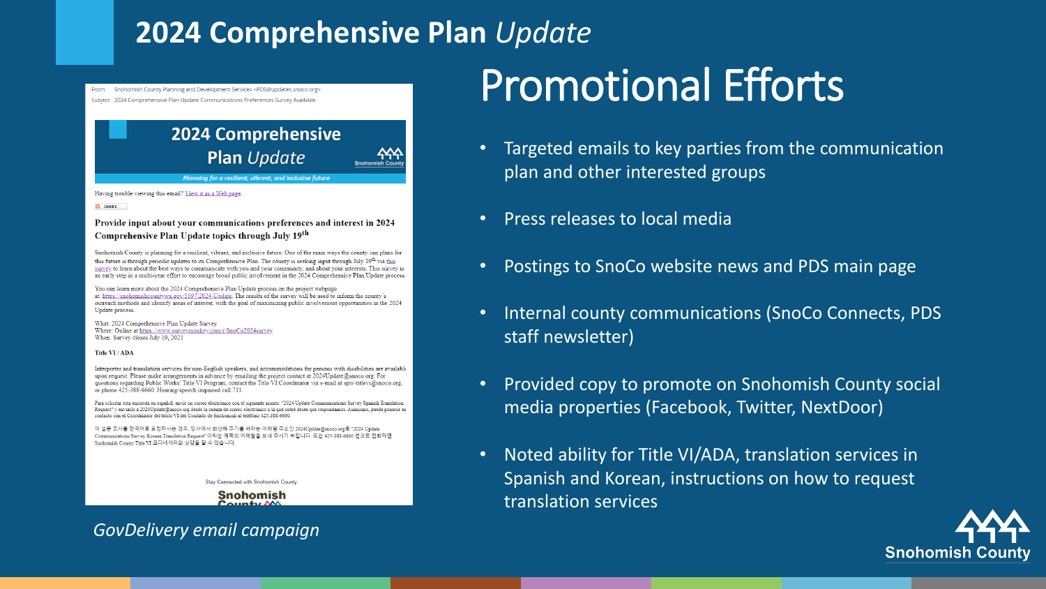# 2024 Comprehensive Plan *Update*

## Promotional Efforts

From: Snohomish County Planning and Development Services <PDS@updates.snoco.org>
Subject: 2024 Comprehensive Plan Update Communications Preferences Survey Available

**2024 Comprehensive Plan *Update***

*Planning for a resilient, vibrant, and inclusive future*

Having trouble viewing this email? View it as a Web page.

SHARE

**Provide input about your communications preferences and interest in 2024 Comprehensive Plan Update topics through July 19th**

Snohomish County is planning for a resilient, vibrant, and inclusive future. One of the main ways the county can plans for this future is through periodic updates to its Comprehensive Plan. The county is seeking input through July 19th via this survey to learn about the best ways to communicate with you and your community, and about your interests. This survey is an early step in a multi-year effort to encourage broad public involvement in the 2024 Comprehensive Plan Update process.

You can learn more about the 2024 Comprehensive Plan Update process on the project webpage at: https://snohomishcountywa.gov/5597/2024-Update. The results of the survey will be used to inform the county's outreach methods and identify areas of interest, with the goal of maximizing public involvement opportunities in the 2024 Update process.

What: 2024 Comprehensive Plan Update Survey
Where: Online at https://www.surveymonkey.com/r/SnoCo2024survey
When: Survey closes July 19, 2021

**Title VI / ADA**

Interpreter and translation services for non-English speakers, and accommodations for persons with disabilities are available upon request. Please make arrangements in advance by emailing the project contact at 2024Update@snoco.org. For questions regarding Public Works' Title VI Program, contact the Title VI Coordinator via e-mail at spw-titlevi@snoco.org, or phone 425-388-6660. Hearing/speech impaired call 711.

Para solicitar esta encuesta en español, envíe un correo electrónico con el siguiente asunto: "2024 Update Communications Survey Spanish Translation Request" y envíelo a 2024Update@snoco.org desde la cuenta de correo electrónico a la que usted desee que respondamos. Asimismo, puede ponerse en contacto con el Coordinador del título VI del Condado de Snohomish al teléfono 425-388-6660.

이 설문 조사를 한국어로 요청하시는 경우, 당사에서 회신해 주기를 바라는 이메일 주소인 2024Update@snoco.org로 "2024 Update Communications Survey Korean Translation Request" 이라는 제목의 이메일을 보내 주시기 바랍니다. 또는 425-388-6660 번으로 전화하면 Snohomish County Title VI 코디네이터와 상담할 수 있습니다.

Stay Connected with Snohomish County

*GovDelivery email campaign*

- Targeted emails to key parties from the communication plan and other interested groups
- Press releases to local media
- Postings to SnoCo website news and PDS main page
- Internal county communications (SnoCo Connects, PDS staff newsletter)
- Provided copy to promote on Snohomish County social media properties (Facebook, Twitter, NextDoor)
- Noted ability for Title VI/ADA, translation services in Spanish and Korean, instructions on how to request translation services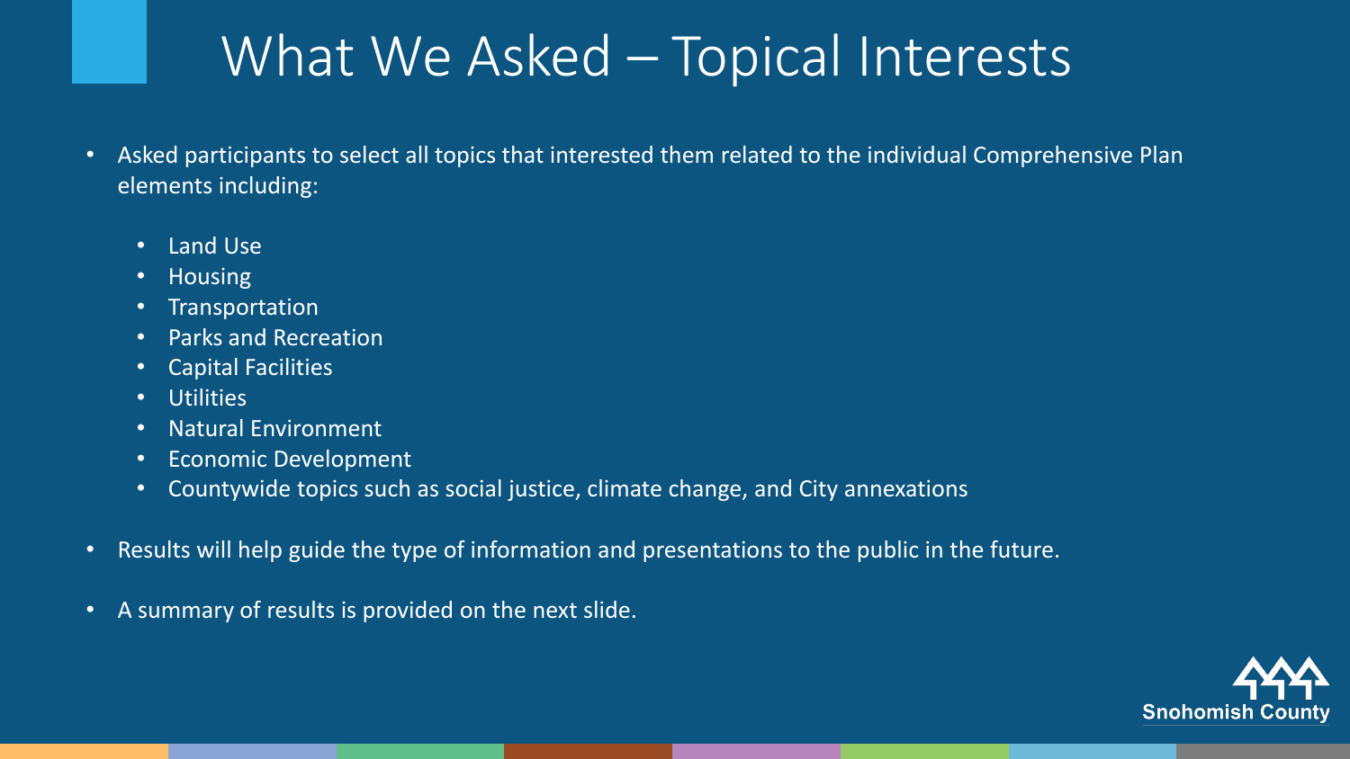# What We Asked – Topical Interests

- Asked participants to select all topics that interested them related to the individual Comprehensive Plan elements including:
  - Land Use
  - Housing
  - Transportation
  - Parks and Recreation
  - Capital Facilities
  - Utilities
  - Natural Environment
  - Economic Development
  - Countywide topics such as social justice, climate change, and City annexations
- Results will help guide the type of information and presentations to the public in the future.
- A summary of results is provided on the next slide.

Snohomish County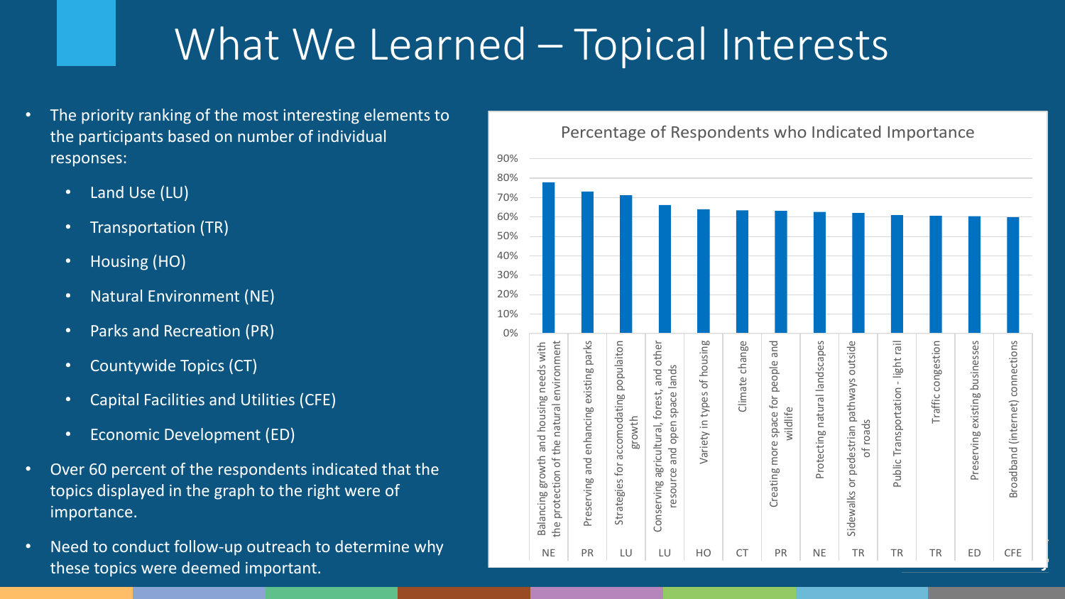# What We Learned – Topical Interests

- The priority ranking of the most interesting elements to the participants based on number of individual responses:
  - Land Use (LU)
  - Transportation (TR)
  - Housing (HO)
  - Natural Environment (NE)
  - Parks and Recreation (PR)
  - Countywide Topics (CT)
  - Capital Facilities and Utilities (CFE)
  - Economic Development (ED)
- Over 60 percent of the respondents indicated that the topics displayed in the graph to the right were of importance.
- Need to conduct follow-up outreach to determine why these topics were deemed important.

Percentage of Respondents who Indicated Importance

90%
80%
70%
60%
50%
40%
30%
20%
10%
0%

Balancing growth and housing needs with the protection of the natural environment
NE

Preserving and enhancing existing parks
PR

Strategies for accomodating populaiton growth
LU

Conserving agricultural, forest, and other resource and open space lands
LU

Variety in types of housing
HO

Climate change
CT

Creating more space for people and wildlife
PR

Protecting natural landscapes
NE

Sidewalks or pedestrian pathways outside of roads
TR

Public Transportation - light rail
TR

Traffic congestion
TR

Preserving existing businesses
ED

Broadband (internet) connections
CFE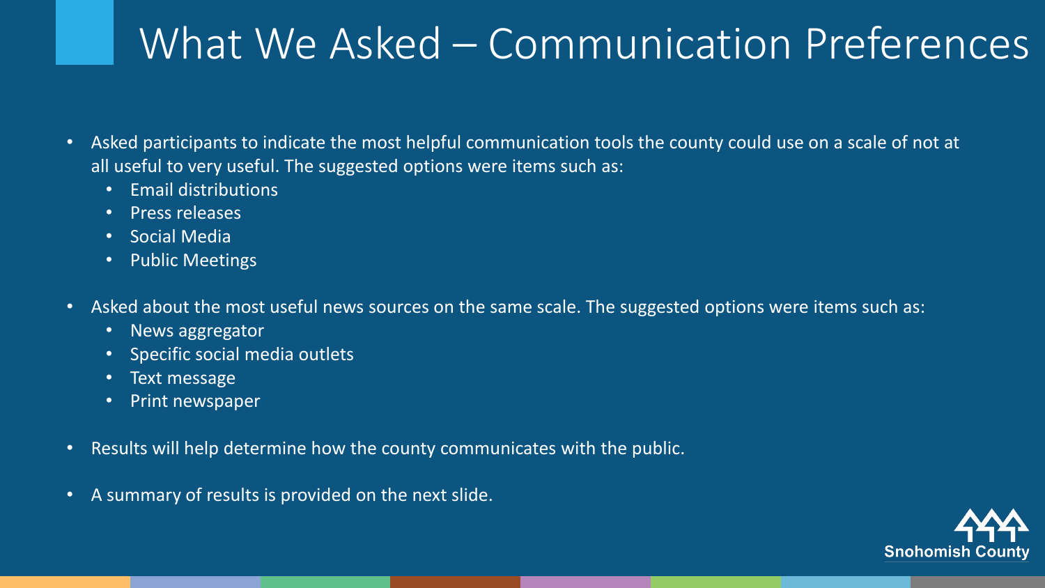# What We Asked – Communication Preferences

- Asked participants to indicate the most helpful communication tools the county could use on a scale of not at all useful to very useful. The suggested options were items such as:
  - Email distributions
  - Press releases
  - Social Media
  - Public Meetings

- Asked about the most useful news sources on the same scale. The suggested options were items such as:
  - News aggregator
  - Specific social media outlets
  - Text message
  - Print newspaper

- Results will help determine how the county communicates with the public.

- A summary of results is provided on the next slide.

Snohomish County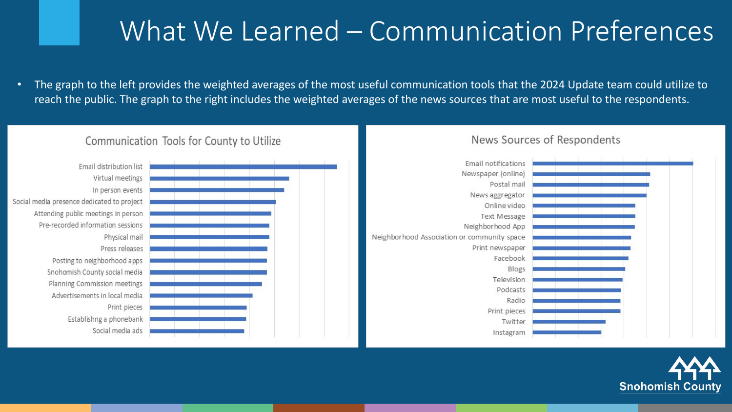# What We Learned – Communication Preferences

- The graph to the left provides the weighted averages of the most useful communication tools that the 2024 Update team could utilize to reach the public. The graph to the right includes the weighted averages of the news sources that are most useful to the respondents.

Communication Tools for County to Utilize

Email distribution list
Virtual meetings
In person events
Social media presence dedicated to project
Attending public meetings in person
Pre-recorded information sessions
Physical mail
Press releases
Posting to neighborhood apps
Snohomish County social media
Planning Commission meetings
Advertisements in local media
Print pieces
Establishng a phonebank
Social media ads

News Sources of Respondents

Email notifications
Newspaper (online)
Postal mail
News aggregator
Online video
Text Message
Neighborhood App
Neighborhood Association or community space
Print newspaper
Facebook
Blogs
Television
Podcasts
Radio
Print pieces
Twitter
Instagram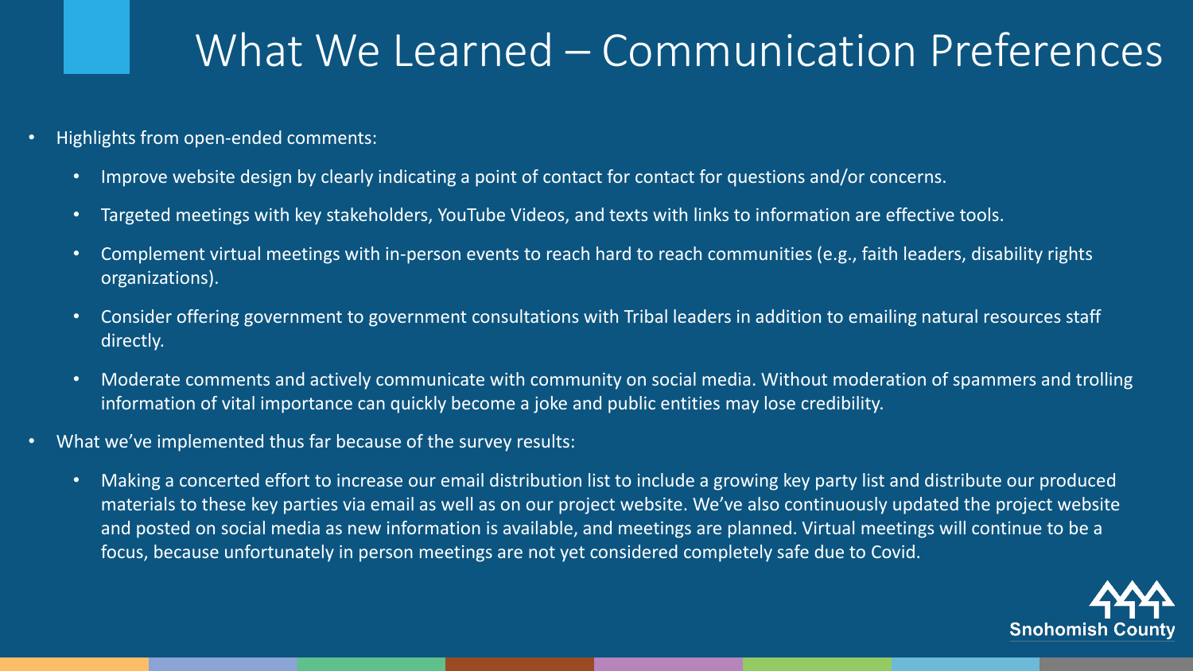# What We Learned – Communication Preferences

- Highlights from open-ended comments:
  - Improve website design by clearly indicating a point of contact for contact for questions and/or concerns.
  - Targeted meetings with key stakeholders, YouTube Videos, and texts with links to information are effective tools.
  - Complement virtual meetings with in-person events to reach hard to reach communities (e.g., faith leaders, disability rights organizations).
  - Consider offering government to government consultations with Tribal leaders in addition to emailing natural resources staff directly.
  - Moderate comments and actively communicate with community on social media. Without moderation of spammers and trolling information of vital importance can quickly become a joke and public entities may lose credibility.
- What we've implemented thus far because of the survey results:
  - Making a concerted effort to increase our email distribution list to include a growing key party list and distribute our produced materials to these key parties via email as well as on our project website. We've also continuously updated the project website and posted on social media as new information is available, and meetings are planned. Virtual meetings will continue to be a focus, because unfortunately in person meetings are not yet considered completely safe due to Covid.

Snohomish County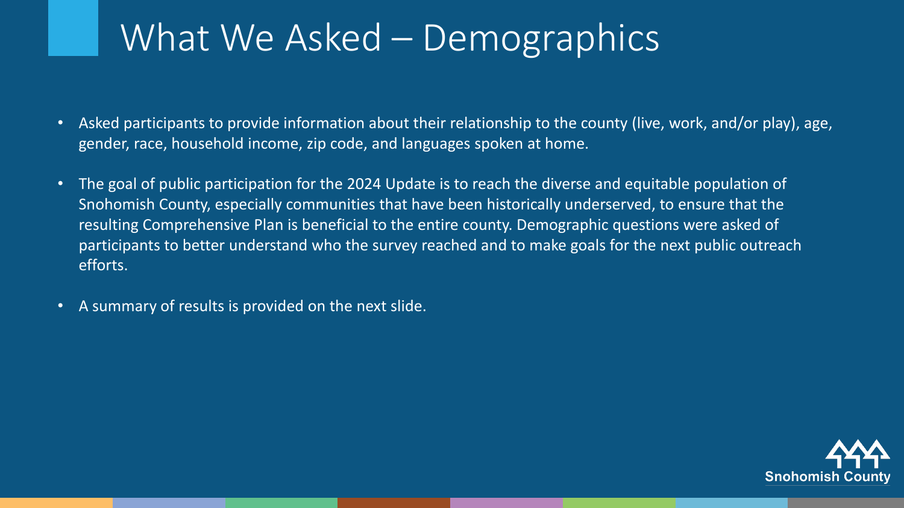# What We Asked – Demographics

- Asked participants to provide information about their relationship to the county (live, work, and/or play), age, gender, race, household income, zip code, and languages spoken at home.
- The goal of public participation for the 2024 Update is to reach the diverse and equitable population of Snohomish County, especially communities that have been historically underserved, to ensure that the resulting Comprehensive Plan is beneficial to the entire county. Demographic questions were asked of participants to better understand who the survey reached and to make goals for the next public outreach efforts.
- A summary of results is provided on the next slide.

Snohomish County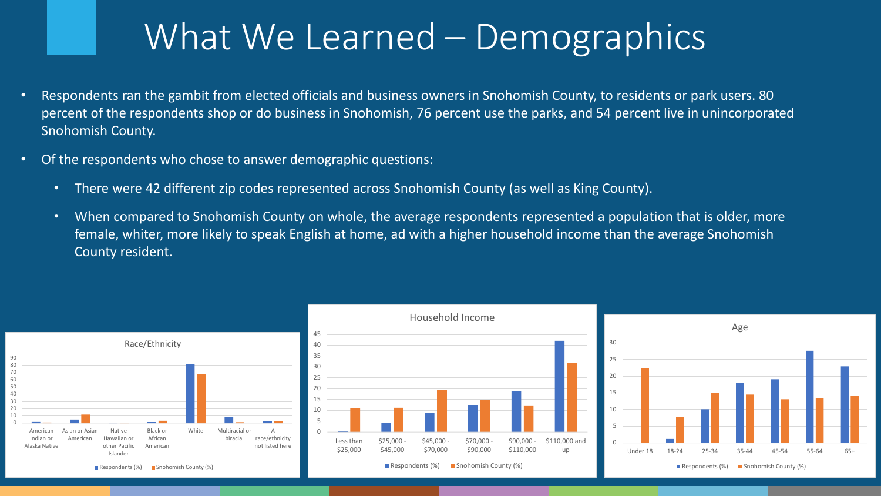# What We Learned – Demographics

- Respondents ran the gambit from elected officials and business owners in Snohomish County, to residents or park users. 80 percent of the respondents shop or do business in Snohomish, 76 percent use the parks, and 54 percent live in unincorporated Snohomish County.
- Of the respondents who chose to answer demographic questions:
  - There were 42 different zip codes represented across Snohomish County (as well as King County).
  - When compared to Snohomish County on whole, the average respondents represented a population that is older, more female, whiter, more likely to speak English at home, ad with a higher household income than the average Snohomish County resident.

Race/Ethnicity

90
80
70
60
50
40
30
20
10
0

American Indian or Alaska Native
Asian or Asian American
Native Hawaiian or other Pacific Islander
Black or African American
White
Multiracial or biracial
A race/ethnicity not listed here

Respondents (%)
Snohomish County (%)

Household Income

45
40
35
30
25
20
15
10
5
0

Less than $25,000
$25,000 - $45,000
$45,000 - $70,000
$70,000 - $90,000
$90,000 - $110,000
$110,000 and up

Respondents (%)
Snohomish County (%)

Age

30
25
20
15
10
5
0

Under 18
18-24
25-34
35-44
45-54
55-64
65+

Respondents (%)
Snohomish County (%)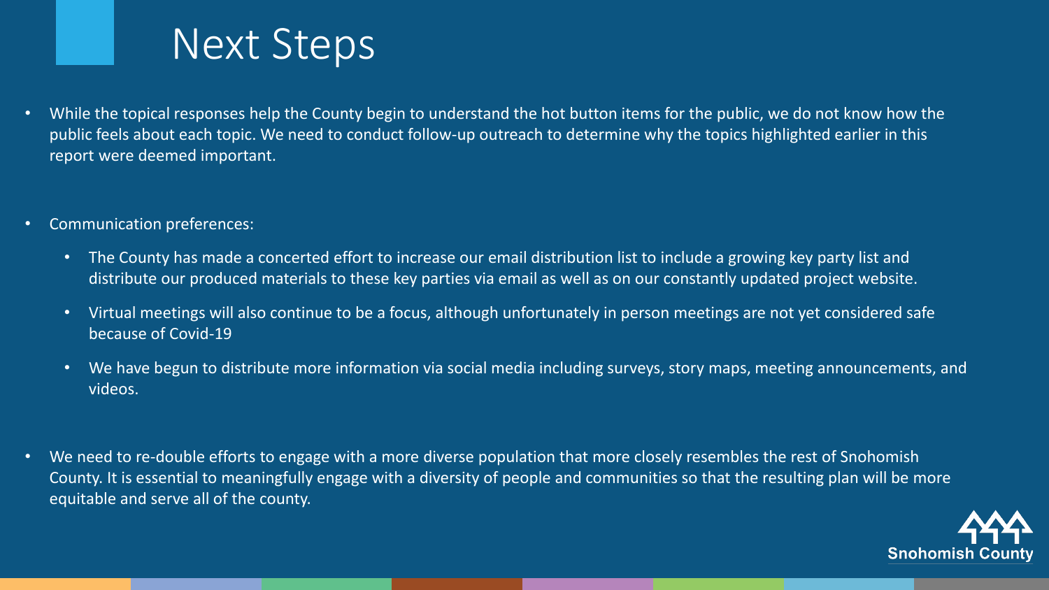# Next Steps

- While the topical responses help the County begin to understand the hot button items for the public, we do not know how the public feels about each topic. We need to conduct follow-up outreach to determine why the topics highlighted earlier in this report were deemed important.

- Communication preferences:
  - The County has made a concerted effort to increase our email distribution list to include a growing key party list and distribute our produced materials to these key parties via email as well as on our constantly updated project website.
  - Virtual meetings will also continue to be a focus, although unfortunately in person meetings are not yet considered safe because of Covid-19
  - We have begun to distribute more information via social media including surveys, story maps, meeting announcements, and videos.

- We need to re-double efforts to engage with a more diverse population that more closely resembles the rest of Snohomish County. It is essential to meaningfully engage with a diversity of people and communities so that the resulting plan will be more equitable and serve all of the county.

Snohomish County